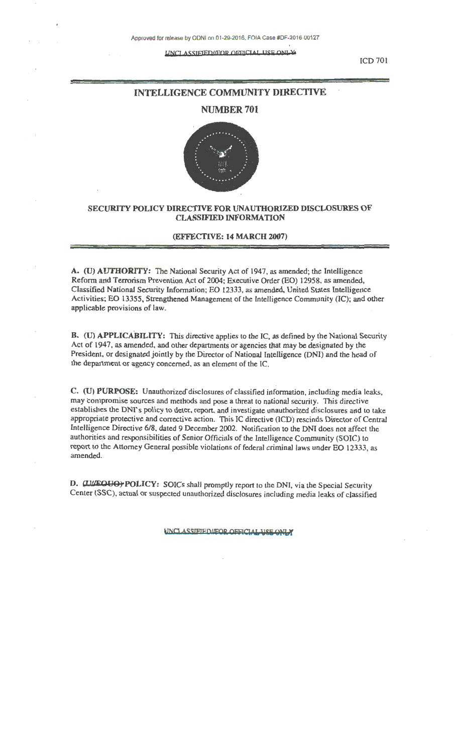Approved for release by ODNI on 01-29-2016, FOIA Case #DF-2016-00127

UNCLASSIFIED//FOR OFFICIAL USE ONLY

ICD 701

# INTELLIGENCE COMMUNITY DIRECTIVE

# NUMBER 701

## SECURITY POLICY DIRECTIVE FOR UNAUTHORIZED DISCLOSURES OF CLASSIFIED INFORMATION

**(EFFECTIVE: 14 MARCH 2007)**

**A. (U) AUTHORITY:** The National Security Act of 1947, as amended; the Intelligence Reform and Terrorism Prevention Act of 2004; Executive Order (EO) 12958, as amended, Classified National Security Information; EO 12333, as amended, United States Intelligence Activities; EO 13355, Strengthened Management of the Intelligence Community (IC); and other applicable provisions of law.

**B. (U) APPLICABILITY:** This directive applies to the IC, as defined by the National Security Act of 1947, as amended, and other departments or agencies that may be designated by the President, or designated jointly by the Director of National Intelligence (DNI) and the head of the department or agency concerned, as an element of the IC.

**C. (U) PURPOSE:** Unauthorized disclosures of classified information, including media leaks, may compromise sources and methods and pose a threat to national security. This directive establishes the DNI's policy to deter, report, and investigate unauthorized disclosures and to take appropriate protective and corrective action. This IC directive (ICD) rescinds Director of Central Intelligence Directive 6/8, dated 9 December 2002. Notification to the DNI does not affect the authorities and responsibilities of Senior Officials of the Intelligence Community (SOIC) to report to the Attorney General possible violations of federal criminal laws under EO 12333, as amended.

**D. ~~(U//FOUO)~~ POLICY:** SOICs shall promptly report to the DNI, via the Special Security Center (SSC), actual or suspected unauthorized disclosures including media leaks of classified

UNCLASSIFIED//FOR OFFICIAL USE ONLY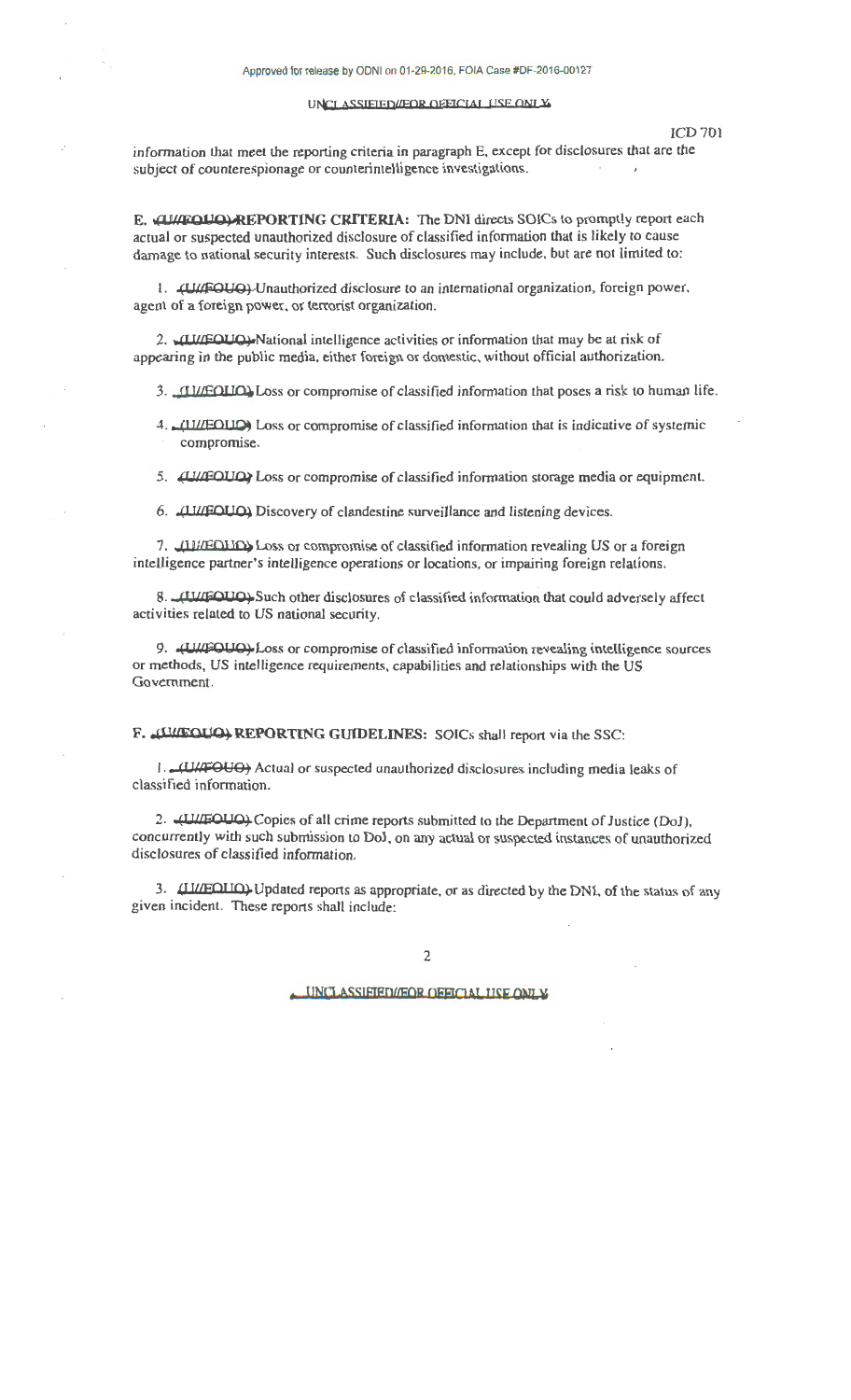information that meet the reporting criteria in paragraph E, except for disclosures that are the subject of counterespionage or counterintelligence investigations.

**E. (U//FOUO) REPORTING CRITERIA:** The DNI directs SOICs to promptly report each actual or suspected unauthorized disclosure of classified information that is likely to cause damage to national security interests. Such disclosures may include, but are not limited to:

1. (U//FOUO) Unauthorized disclosure to an international organization, foreign power, agent of a foreign power, or terrorist organization.

2. (U//FOUO) National intelligence activities or information that may be at risk of appearing in the public media, either foreign or domestic, without official authorization.

3. (U//FOUO) Loss or compromise of classified information that poses a risk to human life.

4. (U//FOUO) Loss or compromise of classified information that is indicative of systemic compromise.

5. (U//FOUO) Loss or compromise of classified information storage media or equipment.

6. (U//FOUO) Discovery of clandestine surveillance and listening devices.

7. (U//FOUO) Loss or compromise of classified information revealing US or a foreign intelligence partner's intelligence operations or locations, or impairing foreign relations.

8. (U//FOUO) Such other disclosures of classified information that could adversely affect activities related to US national security.

9. (U//FOUO) Loss or compromise of classified information revealing intelligence sources or methods, US intelligence requirements, capabilities and relationships with the US Government.

**F. (U//FOUO) REPORTING GUIDELINES:** SOICs shall report via the SSC:

1. (U//FOUO) Actual or suspected unauthorized disclosures including media leaks of classified information.

2. (U//FOUO) Copies of all crime reports submitted to the Department of Justice (DoJ), concurrently with such submission to DoJ, on any actual or suspected instances of unauthorized disclosures of classified information.

3. (U//FOUO) Updated reports as appropriate, or as directed by the DNI, of the status of any given incident. These reports shall include: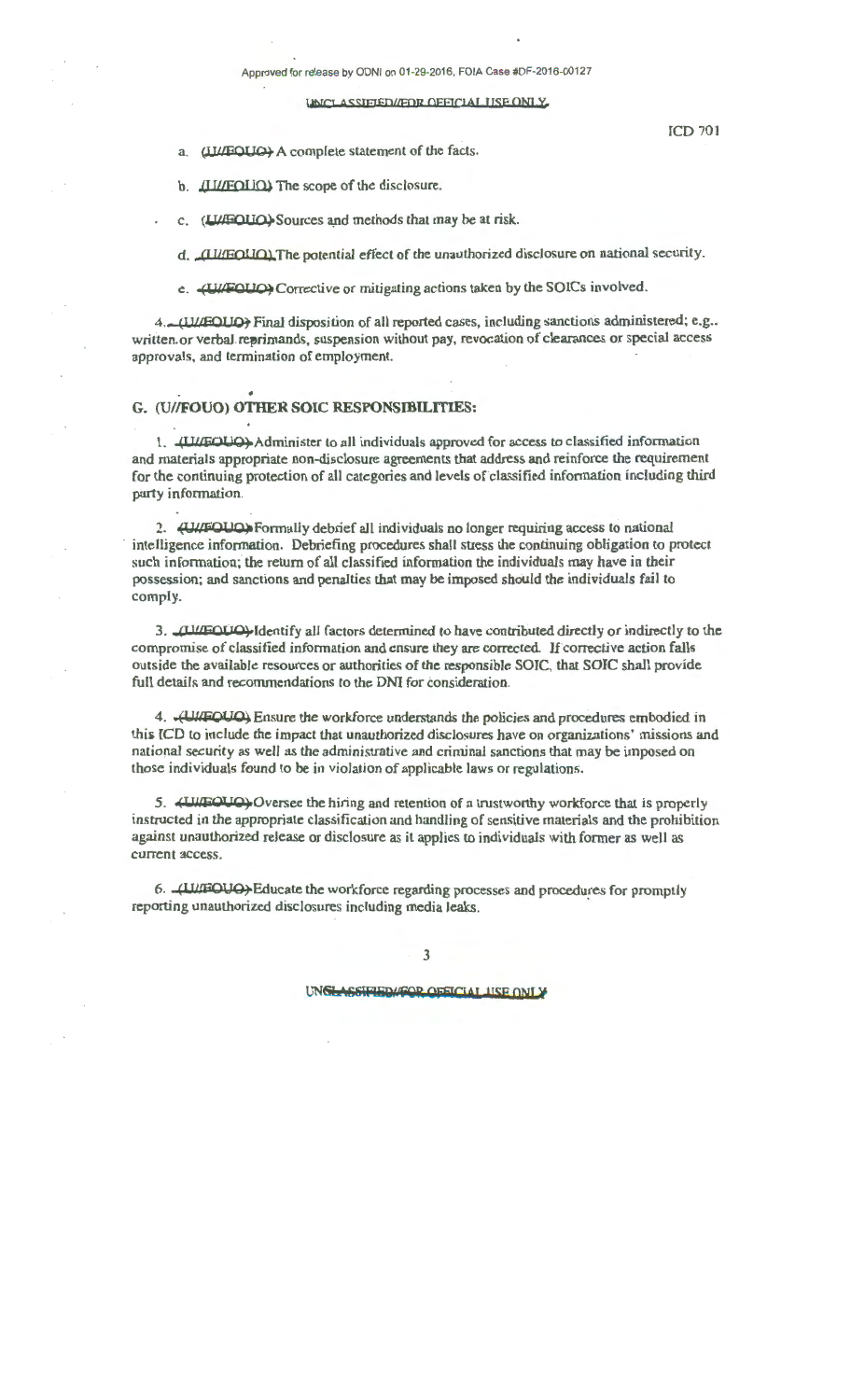a. (U//FOUO) A complete statement of the facts.

b. (U//FOUO) The scope of the disclosure.

c. (U//FOUO) Sources and methods that may be at risk.

d. (U//FOUO) The potential effect of the unauthorized disclosure on national security.

e. (U//FOUO) Corrective or mitigating actions taken by the SOICs involved.

4. (U//FOUO) Final disposition of all reported cases, including sanctions administered; e.g., written or verbal reprimands, suspension without pay, revocation of clearances or special access approvals, and termination of employment.

## G. (U//FOUO) OTHER SOIC RESPONSIBILITIES:

1. (U//FOUO) Administer to all individuals approved for access to classified information and materials appropriate non-disclosure agreements that address and reinforce the requirement for the continuing protection of all categories and levels of classified information including third party information.

2. (U//FOUO) Formally debrief all individuals no longer requiring access to national intelligence information. Debriefing procedures shall stress the continuing obligation to protect such information; the return of all classified information the individuals may have in their possession; and sanctions and penalties that may be imposed should the individuals fail to comply.

3. (U//FOUO) Identify all factors determined to have contributed directly or indirectly to the compromise of classified information and ensure they are corrected. If corrective action falls outside the available resources or authorities of the responsible SOIC, that SOIC shall provide full details and recommendations to the DNI for consideration.

4. (U//FOUO) Ensure the workforce understands the policies and procedures embodied in this ICD to include the impact that unauthorized disclosures have on organizations' missions and national security as well as the administrative and criminal sanctions that may be imposed on those individuals found to be in violation of applicable laws or regulations.

5. (U//FOUO) Oversee the hiring and retention of a trustworthy workforce that is properly instructed in the appropriate classification and handling of sensitive materials and the prohibition against unauthorized release or disclosure as it applies to individuals with former as well as current access.

6. (U//FOUO) Educate the workforce regarding processes and procedures for promptly reporting unauthorized disclosures including media leaks.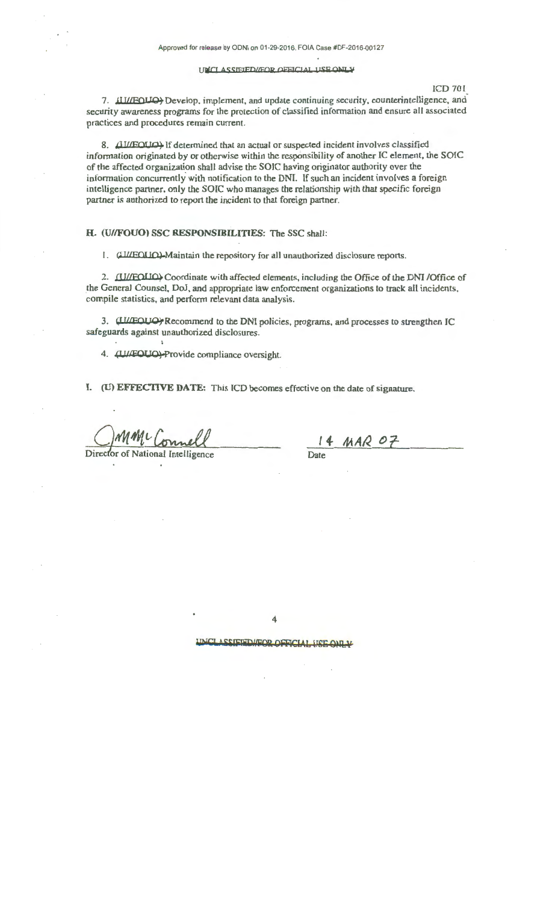7. (U//FOUO) Develop, implement, and update continuing security, counterintelligence, and security awareness programs for the protection of classified information and ensure all associated practices and procedures remain current.

8. (U//FOUO) If determined that an actual or suspected incident involves classified information originated by or otherwise within the responsibility of another IC element, the SOIC of the affected organization shall advise the SOIC having originator authority over the information concurrently with notification to the DNI. If such an incident involves a foreign intelligence partner, only the SOIC who manages the relationship with that specific foreign partner is authorized to report the incident to that foreign partner.

**H. (U//FOUO) SSC RESPONSIBILITIES:** The SSC shall:

1. (U//FOUO) Maintain the repository for all unauthorized disclosure reports.

2. (U//FOUO) Coordinate with affected elements, including the Office of the DNI /Office of the General Counsel, DoJ, and appropriate law enforcement organizations to track all incidents, compile statistics, and perform relevant data analysis.

3. (U//FOUO) Recommend to the DNI policies, programs, and processes to strengthen IC safeguards against unauthorized disclosures.

4. (U//FOUO) Provide compliance oversight.

**I. (U) EFFECTIVE DATE:** This ICD becomes effective on the date of signature.

J M McConnell
Director of National Intelligence

14 MAR 07
Date